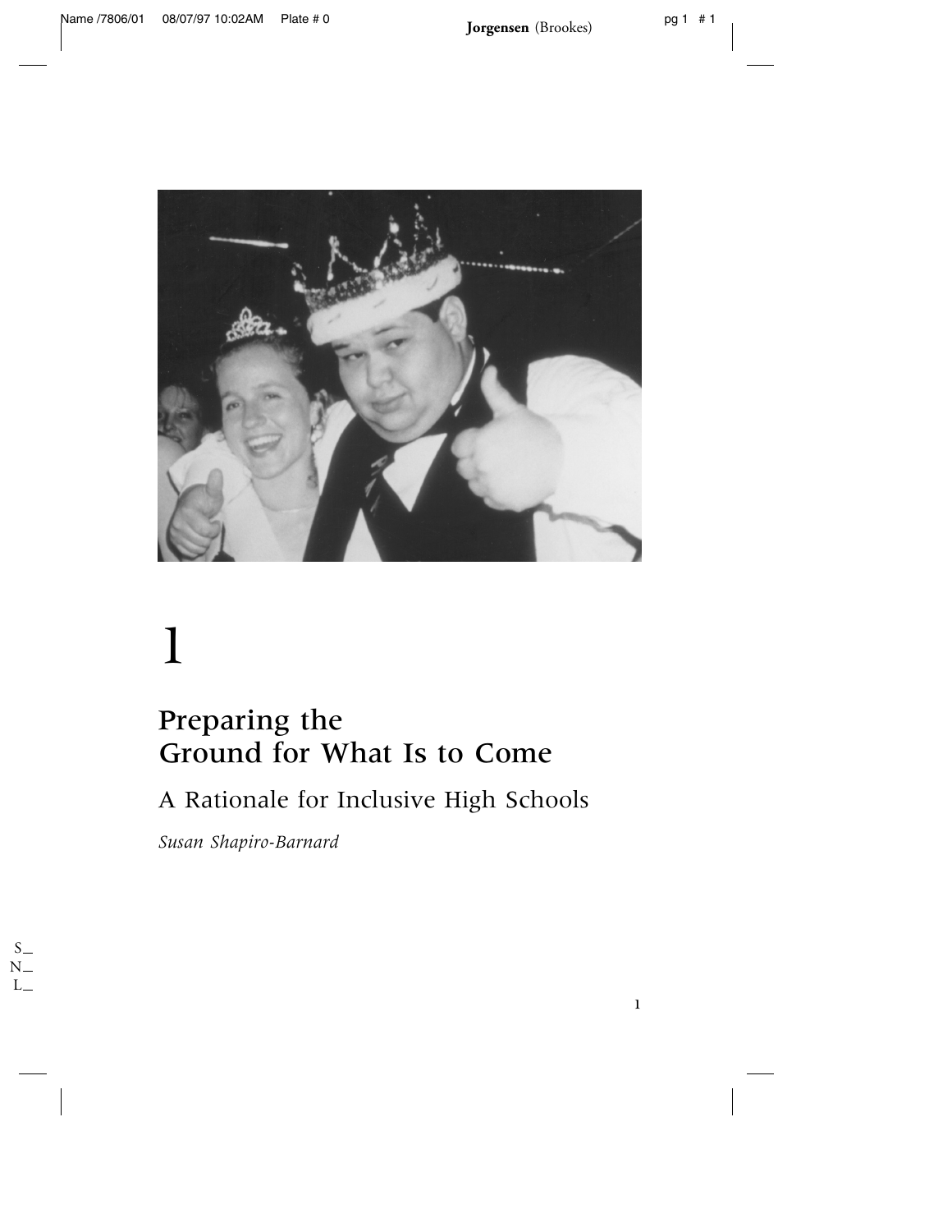# 1

## Preparing the Ground for What Is to Come

### A Rationale for Inclusive High Schools

*Susan Shapiro-Barnard*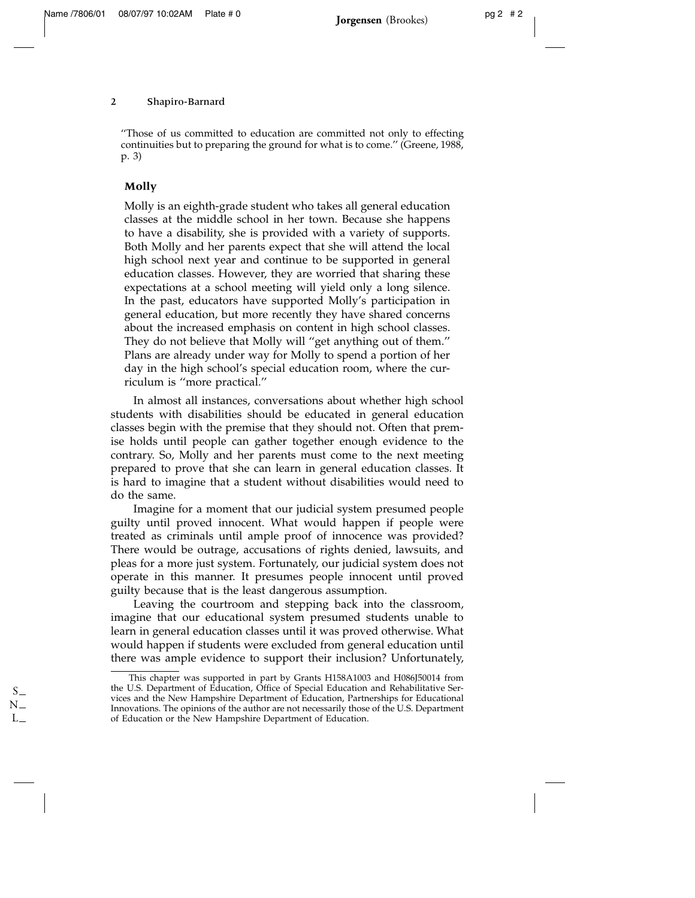"Those of us committed to education are committed not only to effecting continuities but to preparing the ground for what is to come." (Greene, 1988, p. 3)

### Molly

Molly is an eighth-grade student who takes all general education classes at the middle school in her town. Because she happens to have a disability, she is provided with a variety of supports. Both Molly and her parents expect that she will attend the local high school next year and continue to be supported in general education classes. However, they are worried that sharing these expectations at a school meeting will yield only a long silence. In the past, educators have supported Molly's participation in general education, but more recently they have shared concerns about the increased emphasis on content in high school classes. They do not believe that Molly will "get anything out of them." Plans are already under way for Molly to spend a portion of her day in the high school's special education room, where the curriculum is "more practical."

In almost all instances, conversations about whether high school students with disabilities should be educated in general education classes begin with the premise that they should not. Often that premise holds until people can gather together enough evidence to the contrary. So, Molly and her parents must come to the next meeting prepared to prove that she can learn in general education classes. It is hard to imagine that a student without disabilities would need to do the same.

Imagine for a moment that our judicial system presumed people guilty until proved innocent. What would happen if people were treated as criminals until ample proof of innocence was provided? There would be outrage, accusations of rights denied, lawsuits, and pleas for a more just system. Fortunately, our judicial system does not operate in this manner. It presumes people innocent until proved guilty because that is the least dangerous assumption.

Leaving the courtroom and stepping back into the classroom, imagine that our educational system presumed students unable to learn in general education classes until it was proved otherwise. What would happen if students were excluded from general education until there was ample evidence to support their inclusion? Unfortunately,

---

This chapter was supported in part by Grants H158A1003 and H086J50014 from the U.S. Department of Education, Office of Special Education and Rehabilitative Services and the New Hampshire Department of Education, Partnerships for Educational Innovations. The opinions of the author are not necessarily those of the U.S. Department of Education or the New Hampshire Department of Education.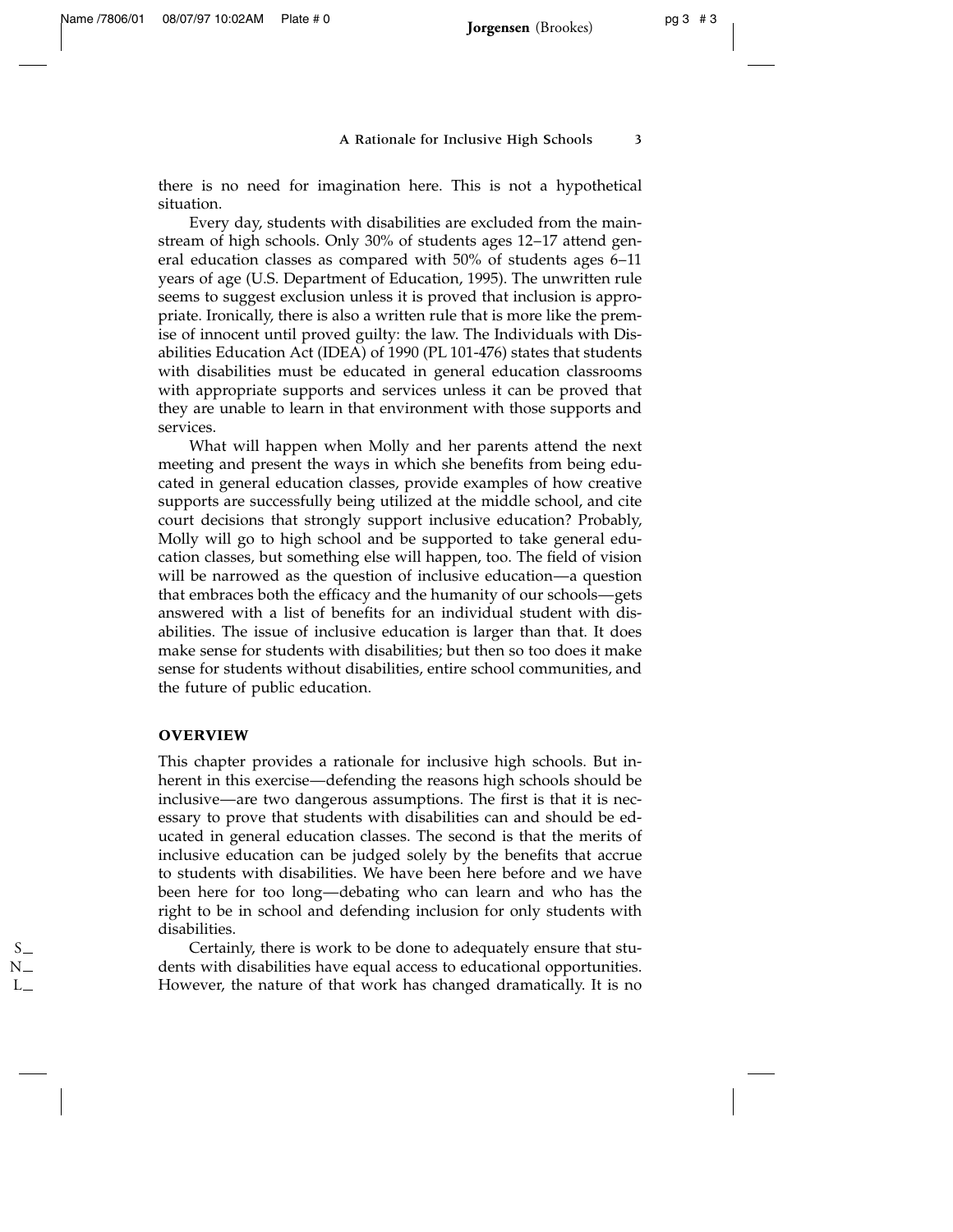there is no need for imagination here. This is not a hypothetical situation.

Every day, students with disabilities are excluded from the mainstream of high schools. Only 30% of students ages 12–17 attend general education classes as compared with 50% of students ages 6–11 years of age (U.S. Department of Education, 1995). The unwritten rule seems to suggest exclusion unless it is proved that inclusion is appropriate. Ironically, there is also a written rule that is more like the premise of innocent until proved guilty: the law. The Individuals with Disabilities Education Act (IDEA) of 1990 (PL 101-476) states that students with disabilities must be educated in general education classrooms with appropriate supports and services unless it can be proved that they are unable to learn in that environment with those supports and services.

What will happen when Molly and her parents attend the next meeting and present the ways in which she benefits from being educated in general education classes, provide examples of how creative supports are successfully being utilized at the middle school, and cite court decisions that strongly support inclusive education? Probably, Molly will go to high school and be supported to take general education classes, but something else will happen, too. The field of vision will be narrowed as the question of inclusive education—a question that embraces both the efficacy and the humanity of our schools—gets answered with a list of benefits for an individual student with disabilities. The issue of inclusive education is larger than that. It does make sense for students with disabilities; but then so too does it make sense for students without disabilities, entire school communities, and the future of public education.

## OVERVIEW

This chapter provides a rationale for inclusive high schools. But inherent in this exercise—defending the reasons high schools should be inclusive—are two dangerous assumptions. The first is that it is necessary to prove that students with disabilities can and should be educated in general education classes. The second is that the merits of inclusive education can be judged solely by the benefits that accrue to students with disabilities. We have been here before and we have been here for too long—debating who can learn and who has the right to be in school and defending inclusion for only students with disabilities.

Certainly, there is work to be done to adequately ensure that students with disabilities have equal access to educational opportunities. However, the nature of that work has changed dramatically. It is no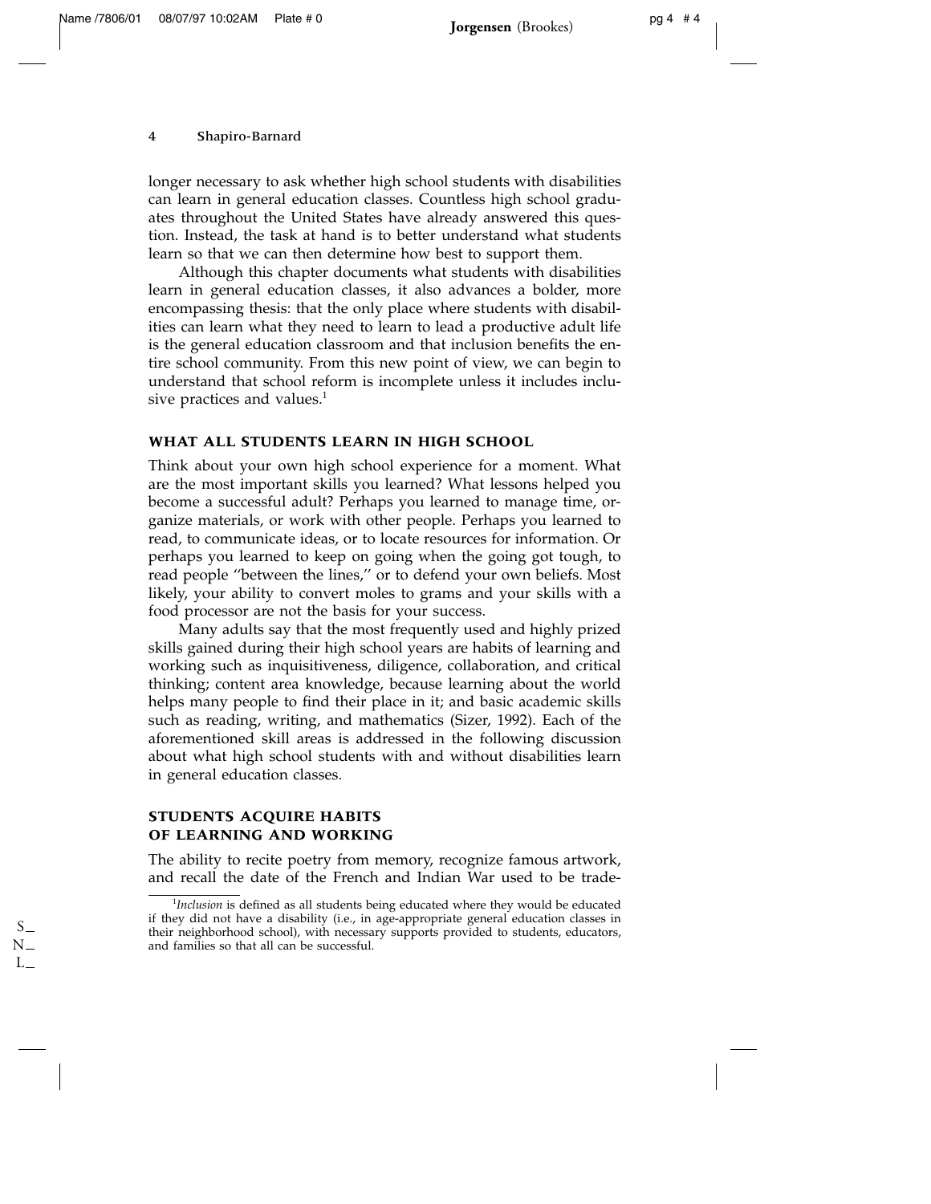longer necessary to ask whether high school students with disabilities can learn in general education classes. Countless high school graduates throughout the United States have already answered this question. Instead, the task at hand is to better understand what students learn so that we can then determine how best to support them.

Although this chapter documents what students with disabilities learn in general education classes, it also advances a bolder, more encompassing thesis: that the only place where students with disabilities can learn what they need to learn to lead a productive adult life is the general education classroom and that inclusion benefits the entire school community. From this new point of view, we can begin to understand that school reform is incomplete unless it includes inclusive practices and values.[1]

## WHAT ALL STUDENTS LEARN IN HIGH SCHOOL

Think about your own high school experience for a moment. What are the most important skills you learned? What lessons helped you become a successful adult? Perhaps you learned to manage time, organize materials, or work with other people. Perhaps you learned to read, to communicate ideas, or to locate resources for information. Or perhaps you learned to keep on going when the going got tough, to read people "between the lines," or to defend your own beliefs. Most likely, your ability to convert moles to grams and your skills with a food processor are not the basis for your success.

Many adults say that the most frequently used and highly prized skills gained during their high school years are habits of learning and working such as inquisitiveness, diligence, collaboration, and critical thinking; content area knowledge, because learning about the world helps many people to find their place in it; and basic academic skills such as reading, writing, and mathematics (Sizer, 1992). Each of the aforementioned skill areas is addressed in the following discussion about what high school students with and without disabilities learn in general education classes.

## STUDENTS ACQUIRE HABITS OF LEARNING AND WORKING

The ability to recite poetry from memory, recognize famous artwork, and recall the date of the French and Indian War used to be trade-

[1]*Inclusion* is defined as all students being educated where they would be educated if they did not have a disability (i.e., in age-appropriate general education classes in their neighborhood school), with necessary supports provided to students, educators, and families so that all can be successful.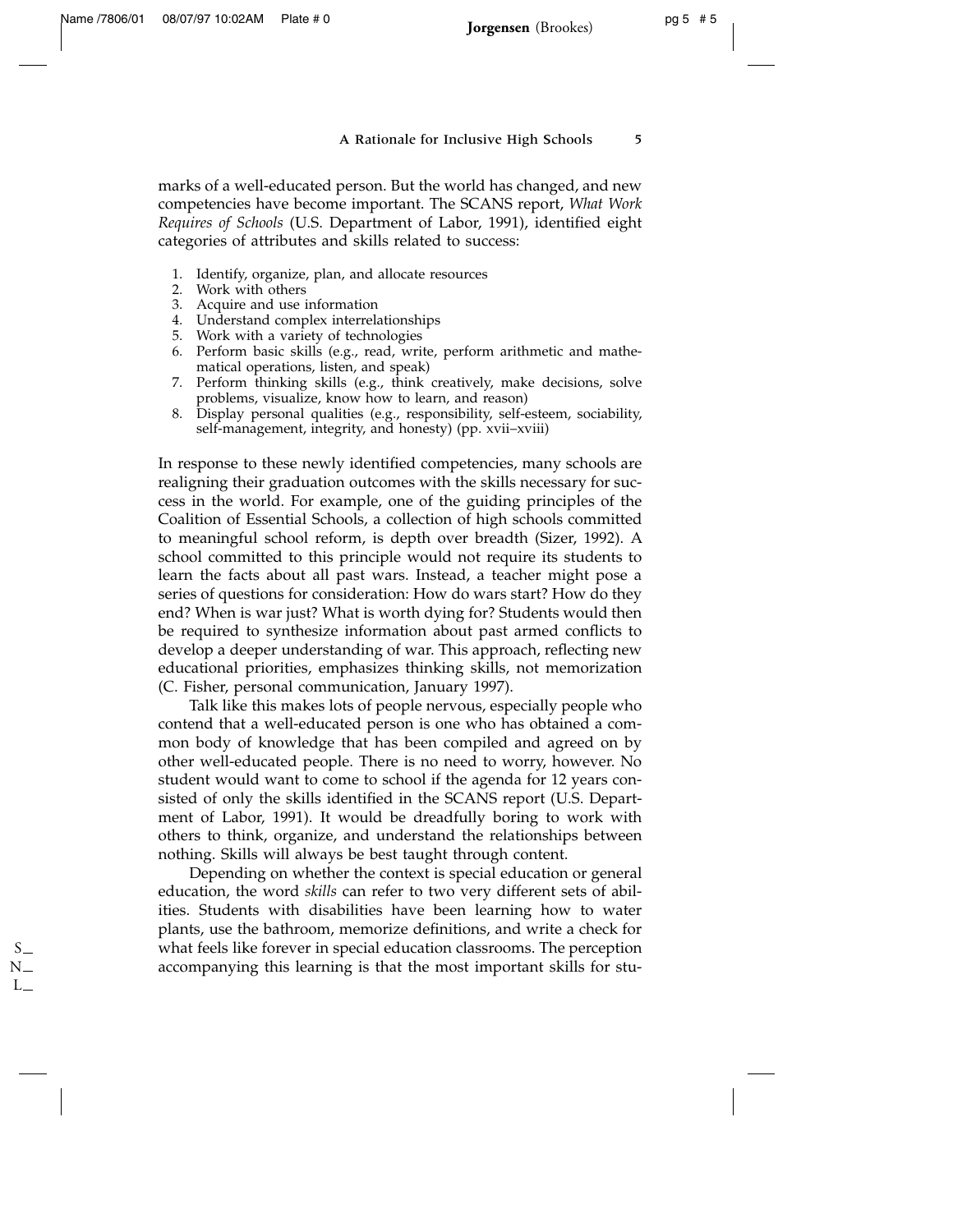marks of a well-educated person. But the world has changed, and new competencies have become important. The SCANS report, *What Work Requires of Schools* (U.S. Department of Labor, 1991), identified eight categories of attributes and skills related to success:

1. Identify, organize, plan, and allocate resources
2. Work with others
3. Acquire and use information
4. Understand complex interrelationships
5. Work with a variety of technologies
6. Perform basic skills (e.g., read, write, perform arithmetic and mathematical operations, listen, and speak)
7. Perform thinking skills (e.g., think creatively, make decisions, solve problems, visualize, know how to learn, and reason)
8. Display personal qualities (e.g., responsibility, self-esteem, sociability, self-management, integrity, and honesty) (pp. xvii–xviii)

In response to these newly identified competencies, many schools are realigning their graduation outcomes with the skills necessary for success in the world. For example, one of the guiding principles of the Coalition of Essential Schools, a collection of high schools committed to meaningful school reform, is depth over breadth (Sizer, 1992). A school committed to this principle would not require its students to learn the facts about all past wars. Instead, a teacher might pose a series of questions for consideration: How do wars start? How do they end? When is war just? What is worth dying for? Students would then be required to synthesize information about past armed conflicts to develop a deeper understanding of war. This approach, reflecting new educational priorities, emphasizes thinking skills, not memorization (C. Fisher, personal communication, January 1997).

Talk like this makes lots of people nervous, especially people who contend that a well-educated person is one who has obtained a common body of knowledge that has been compiled and agreed on by other well-educated people. There is no need to worry, however. No student would want to come to school if the agenda for 12 years consisted of only the skills identified in the SCANS report (U.S. Department of Labor, 1991). It would be dreadfully boring to work with others to think, organize, and understand the relationships between nothing. Skills will always be best taught through content.

Depending on whether the context is special education or general education, the word *skills* can refer to two very different sets of abilities. Students with disabilities have been learning how to water plants, use the bathroom, memorize definitions, and write a check for what feels like forever in special education classrooms. The perception accompanying this learning is that the most important skills for stu-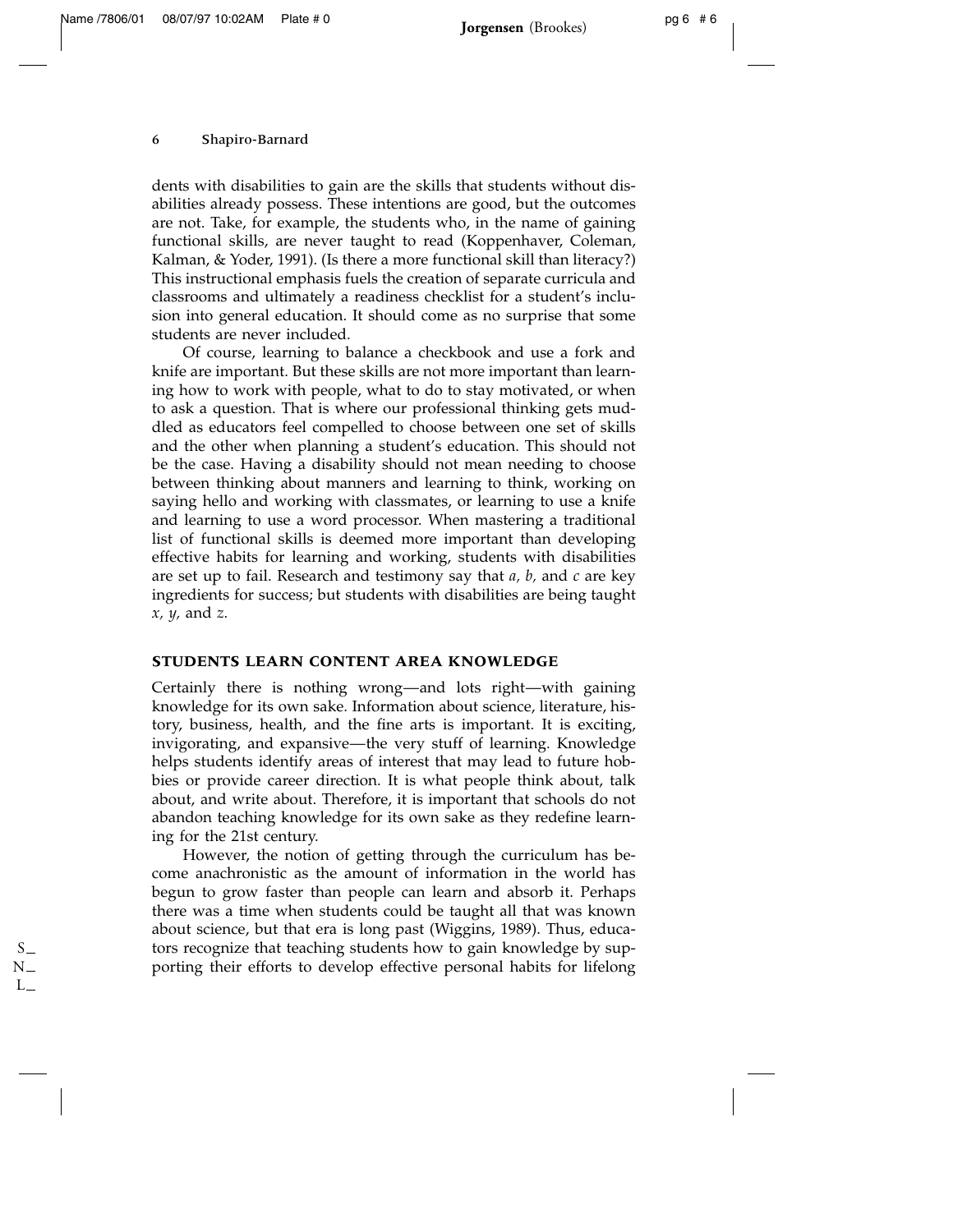dents with disabilities to gain are the skills that students without disabilities already possess. These intentions are good, but the outcomes are not. Take, for example, the students who, in the name of gaining functional skills, are never taught to read (Koppenhaver, Coleman, Kalman, & Yoder, 1991). (Is there a more functional skill than literacy?) This instructional emphasis fuels the creation of separate curricula and classrooms and ultimately a readiness checklist for a student's inclusion into general education. It should come as no surprise that some students are never included.

Of course, learning to balance a checkbook and use a fork and knife are important. But these skills are not more important than learning how to work with people, what to do to stay motivated, or when to ask a question. That is where our professional thinking gets muddled as educators feel compelled to choose between one set of skills and the other when planning a student's education. This should not be the case. Having a disability should not mean needing to choose between thinking about manners and learning to think, working on saying hello and working with classmates, or learning to use a knife and learning to use a word processor. When mastering a traditional list of functional skills is deemed more important than developing effective habits for learning and working, students with disabilities are set up to fail. Research and testimony say that *a, b,* and *c* are key ingredients for success; but students with disabilities are being taught *x, y,* and *z*.

## STUDENTS LEARN CONTENT AREA KNOWLEDGE

Certainly there is nothing wrong—and lots right—with gaining knowledge for its own sake. Information about science, literature, history, business, health, and the fine arts is important. It is exciting, invigorating, and expansive—the very stuff of learning. Knowledge helps students identify areas of interest that may lead to future hobbies or provide career direction. It is what people think about, talk about, and write about. Therefore, it is important that schools do not abandon teaching knowledge for its own sake as they redefine learning for the 21st century.

However, the notion of getting through the curriculum has become anachronistic as the amount of information in the world has begun to grow faster than people can learn and absorb it. Perhaps there was a time when students could be taught all that was known about science, but that era is long past (Wiggins, 1989). Thus, educators recognize that teaching students how to gain knowledge by supporting their efforts to develop effective personal habits for lifelong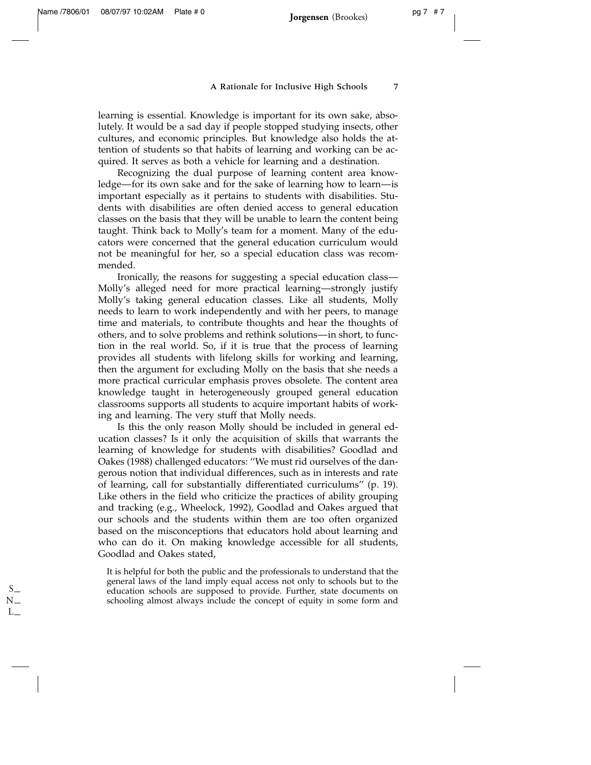learning is essential. Knowledge is important for its own sake, absolutely. It would be a sad day if people stopped studying insects, other cultures, and economic principles. But knowledge also holds the attention of students so that habits of learning and working can be acquired. It serves as both a vehicle for learning and a destination.

Recognizing the dual purpose of learning content area knowledge—for its own sake and for the sake of learning how to learn—is important especially as it pertains to students with disabilities. Students with disabilities are often denied access to general education classes on the basis that they will be unable to learn the content being taught. Think back to Molly's team for a moment. Many of the educators were concerned that the general education curriculum would not be meaningful for her, so a special education class was recommended.

Ironically, the reasons for suggesting a special education class—Molly's alleged need for more practical learning—strongly justify Molly's taking general education classes. Like all students, Molly needs to learn to work independently and with her peers, to manage time and materials, to contribute thoughts and hear the thoughts of others, and to solve problems and rethink solutions—in short, to function in the real world. So, if it is true that the process of learning provides all students with lifelong skills for working and learning, then the argument for excluding Molly on the basis that she needs a more practical curricular emphasis proves obsolete. The content area knowledge taught in heterogeneously grouped general education classrooms supports all students to acquire important habits of working and learning. The very stuff that Molly needs.

Is this the only reason Molly should be included in general education classes? Is it only the acquisition of skills that warrants the learning of knowledge for students with disabilities? Goodlad and Oakes (1988) challenged educators: "We must rid ourselves of the dangerous notion that individual differences, such as in interests and rate of learning, call for substantially differentiated curriculums" (p. 19). Like others in the field who criticize the practices of ability grouping and tracking (e.g., Wheelock, 1992), Goodlad and Oakes argued that our schools and the students within them are too often organized based on the misconceptions that educators hold about learning and who can do it. On making knowledge accessible for all students, Goodlad and Oakes stated,

> It is helpful for both the public and the professionals to understand that the general laws of the land imply equal access not only to schools but to the education schools are supposed to provide. Further, state documents on schooling almost always include the concept of equity in some form and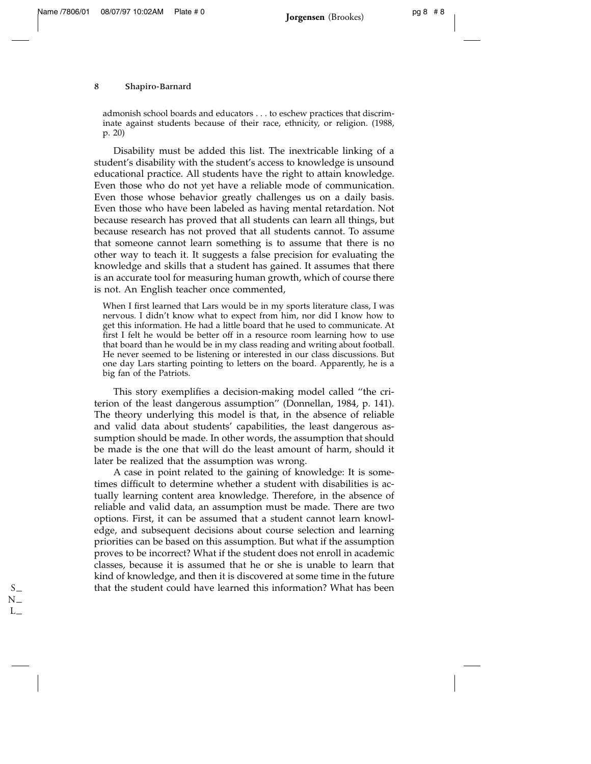> admonish school boards and educators . . . to eschew practices that discriminate against students because of their race, ethnicity, or religion. (1988, p. 20)

Disability must be added this list. The inextricable linking of a student's disability with the student's access to knowledge is unsound educational practice. All students have the right to attain knowledge. Even those who do not yet have a reliable mode of communication. Even those whose behavior greatly challenges us on a daily basis. Even those who have been labeled as having mental retardation. Not because research has proved that all students can learn all things, but because research has not proved that all students cannot. To assume that someone cannot learn something is to assume that there is no other way to teach it. It suggests a false precision for evaluating the knowledge and skills that a student has gained. It assumes that there is an accurate tool for measuring human growth, which of course there is not. An English teacher once commented,

> When I first learned that Lars would be in my sports literature class, I was nervous. I didn't know what to expect from him, nor did I know how to get this information. He had a little board that he used to communicate. At first I felt he would be better off in a resource room learning how to use that board than he would be in my class reading and writing about football. He never seemed to be listening or interested in our class discussions. But one day Lars starting pointing to letters on the board. Apparently, he is a big fan of the Patriots.

This story exemplifies a decision-making model called "the criterion of the least dangerous assumption" (Donnellan, 1984, p. 141). The theory underlying this model is that, in the absence of reliable and valid data about students' capabilities, the least dangerous assumption should be made. In other words, the assumption that should be made is the one that will do the least amount of harm, should it later be realized that the assumption was wrong.

A case in point related to the gaining of knowledge: It is sometimes difficult to determine whether a student with disabilities is actually learning content area knowledge. Therefore, in the absence of reliable and valid data, an assumption must be made. There are two options. First, it can be assumed that a student cannot learn knowledge, and subsequent decisions about course selection and learning priorities can be based on this assumption. But what if the assumption proves to be incorrect? What if the student does not enroll in academic classes, because it is assumed that he or she is unable to learn that kind of knowledge, and then it is discovered at some time in the future that the student could have learned this information? What has been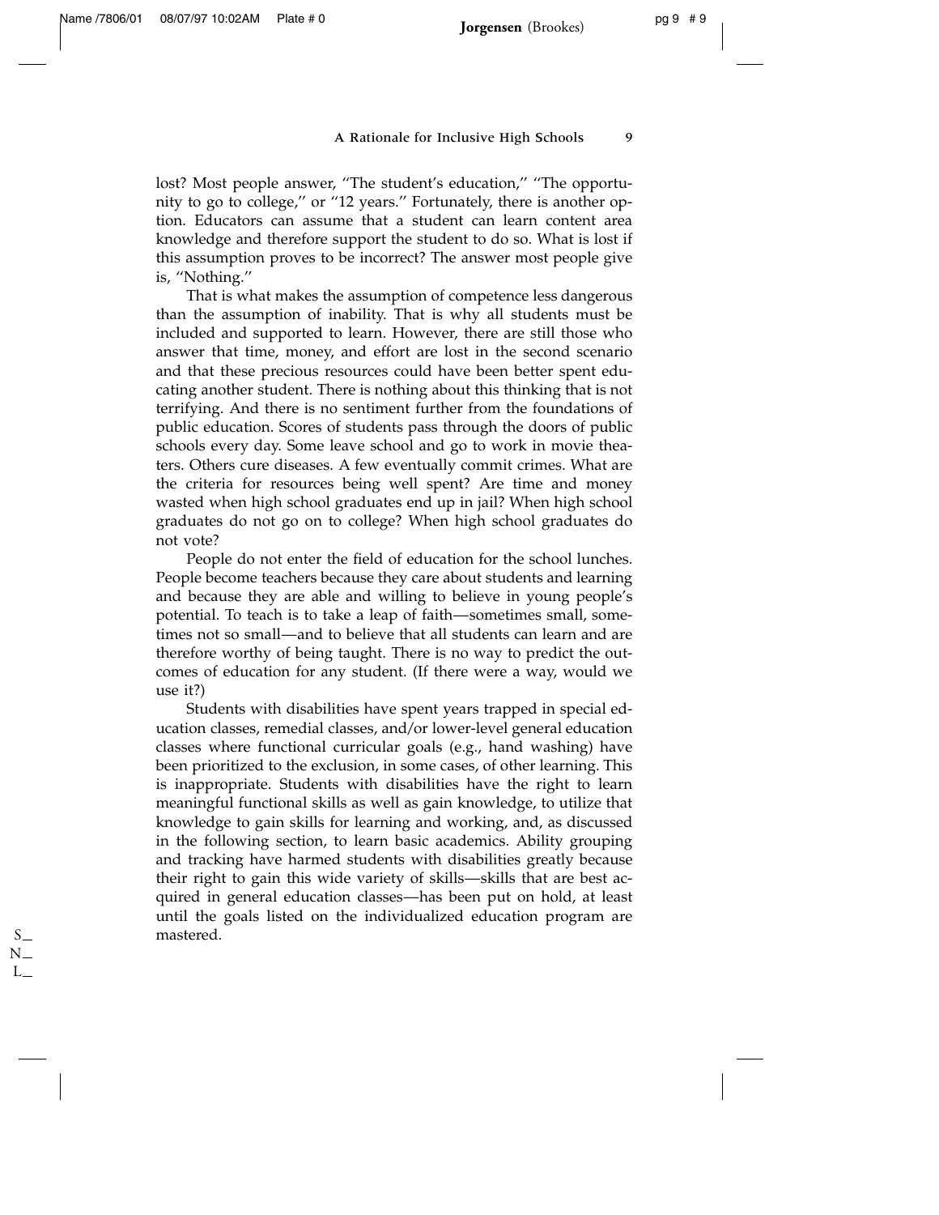lost? Most people answer, "The student's education," "The opportunity to go to college," or "12 years." Fortunately, there is another option. Educators can assume that a student can learn content area knowledge and therefore support the student to do so. What is lost if this assumption proves to be incorrect? The answer most people give is, "Nothing."

That is what makes the assumption of competence less dangerous than the assumption of inability. That is why all students must be included and supported to learn. However, there are still those who answer that time, money, and effort are lost in the second scenario and that these precious resources could have been better spent educating another student. There is nothing about this thinking that is not terrifying. And there is no sentiment further from the foundations of public education. Scores of students pass through the doors of public schools every day. Some leave school and go to work in movie theaters. Others cure diseases. A few eventually commit crimes. What are the criteria for resources being well spent? Are time and money wasted when high school graduates end up in jail? When high school graduates do not go on to college? When high school graduates do not vote?

People do not enter the field of education for the school lunches. People become teachers because they care about students and learning and because they are able and willing to believe in young people's potential. To teach is to take a leap of faith—sometimes small, sometimes not so small—and to believe that all students can learn and are therefore worthy of being taught. There is no way to predict the outcomes of education for any student. (If there were a way, would we use it?)

Students with disabilities have spent years trapped in special education classes, remedial classes, and/or lower-level general education classes where functional curricular goals (e.g., hand washing) have been prioritized to the exclusion, in some cases, of other learning. This is inappropriate. Students with disabilities have the right to learn meaningful functional skills as well as gain knowledge, to utilize that knowledge to gain skills for learning and working, and, as discussed in the following section, to learn basic academics. Ability grouping and tracking have harmed students with disabilities greatly because their right to gain this wide variety of skills—skills that are best acquired in general education classes—has been put on hold, at least until the goals listed on the individualized education program are mastered.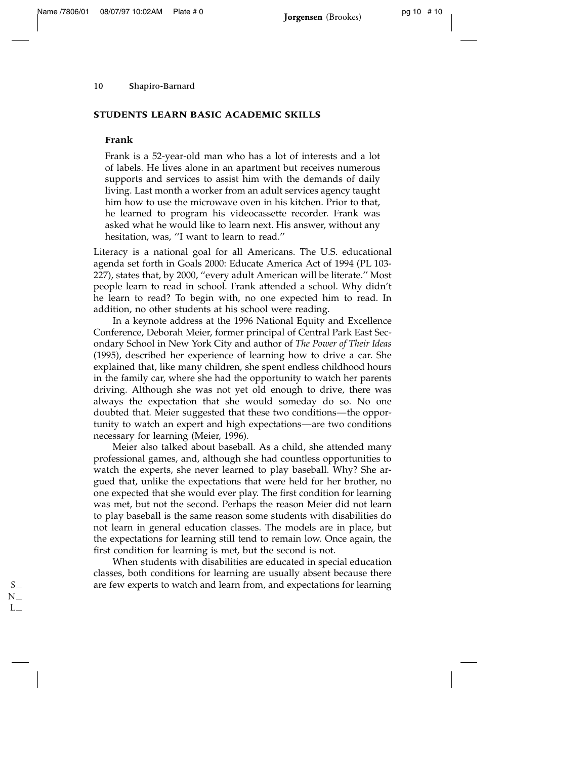## STUDENTS LEARN BASIC ACADEMIC SKILLS

### Frank

> Frank is a 52-year-old man who has a lot of interests and a lot of labels. He lives alone in an apartment but receives numerous supports and services to assist him with the demands of daily living. Last month a worker from an adult services agency taught him how to use the microwave oven in his kitchen. Prior to that, he learned to program his videocassette recorder. Frank was asked what he would like to learn next. His answer, without any hesitation, was, "I want to learn to read."

Literacy is a national goal for all Americans. The U.S. educational agenda set forth in Goals 2000: Educate America Act of 1994 (PL 103-227), states that, by 2000, "every adult American will be literate." Most people learn to read in school. Frank attended a school. Why didn't he learn to read? To begin with, no one expected him to read. In addition, no other students at his school were reading.

In a keynote address at the 1996 National Equity and Excellence Conference, Deborah Meier, former principal of Central Park East Secondary School in New York City and author of *The Power of Their Ideas* (1995), described her experience of learning how to drive a car. She explained that, like many children, she spent endless childhood hours in the family car, where she had the opportunity to watch her parents driving. Although she was not yet old enough to drive, there was always the expectation that she would someday do so. No one doubted that. Meier suggested that these two conditions—the opportunity to watch an expert and high expectations—are two conditions necessary for learning (Meier, 1996).

Meier also talked about baseball. As a child, she attended many professional games, and, although she had countless opportunities to watch the experts, she never learned to play baseball. Why? She argued that, unlike the expectations that were held for her brother, no one expected that she would ever play. The first condition for learning was met, but not the second. Perhaps the reason Meier did not learn to play baseball is the same reason some students with disabilities do not learn in general education classes. The models are in place, but the expectations for learning still tend to remain low. Once again, the first condition for learning is met, but the second is not.

When students with disabilities are educated in special education classes, both conditions for learning are usually absent because there are few experts to watch and learn from, and expectations for learning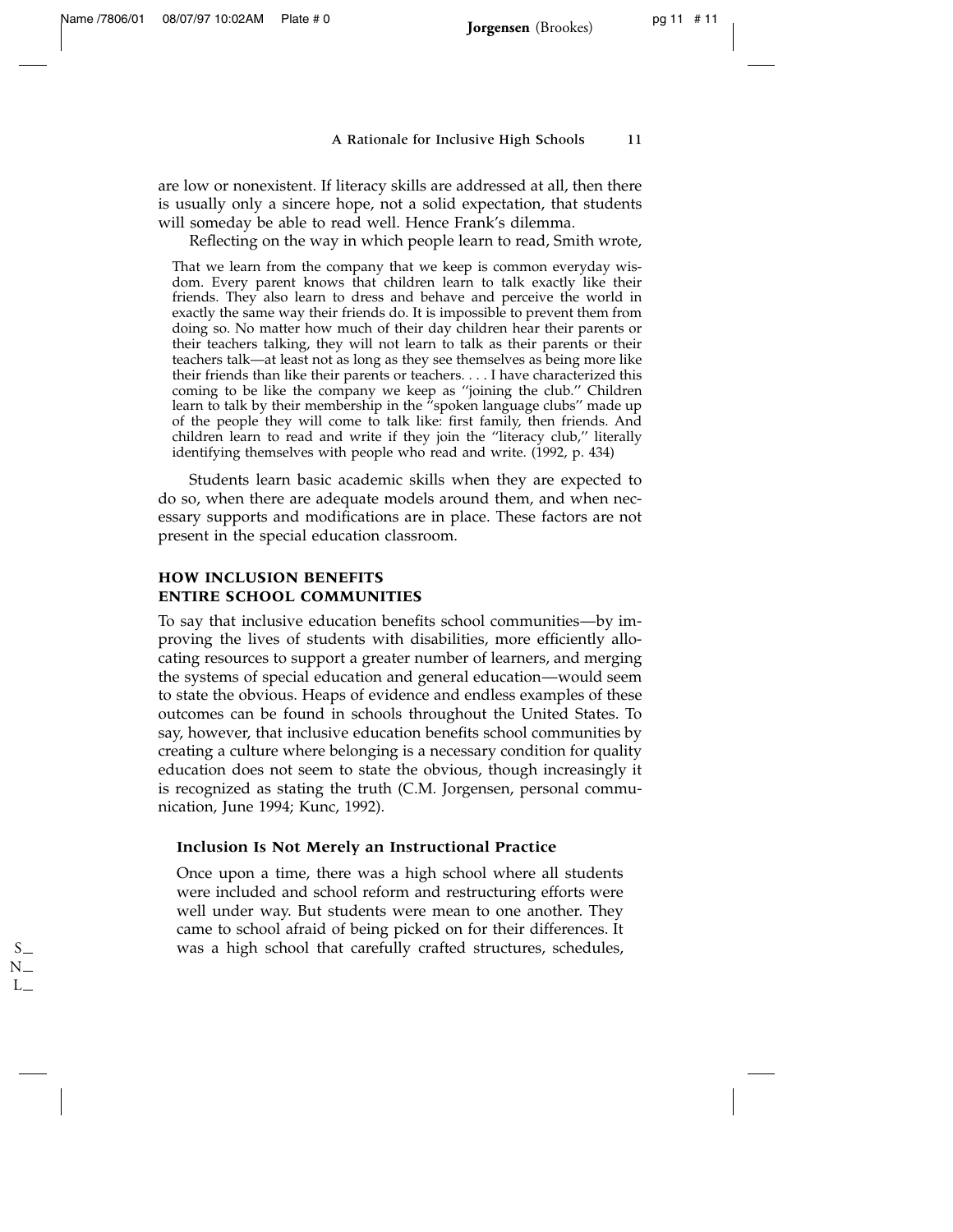are low or nonexistent. If literacy skills are addressed at all, then there is usually only a sincere hope, not a solid expectation, that students will someday be able to read well. Hence Frank's dilemma.

Reflecting on the way in which people learn to read, Smith wrote,

> That we learn from the company that we keep is common everyday wisdom. Every parent knows that children learn to talk exactly like their friends. They also learn to dress and behave and perceive the world in exactly the same way their friends do. It is impossible to prevent them from doing so. No matter how much of their day children hear their parents or their teachers talking, they will not learn to talk as their parents or their teachers talk—at least not as long as they see themselves as being more like their friends than like their parents or teachers. . . . I have characterized this coming to be like the company we keep as ''joining the club.'' Children learn to talk by their membership in the ''spoken language clubs'' made up of the people they will come to talk like: first family, then friends. And children learn to read and write if they join the ''literacy club,'' literally identifying themselves with people who read and write. (1992, p. 434)

Students learn basic academic skills when they are expected to do so, when there are adequate models around them, and when necessary supports and modifications are in place. These factors are not present in the special education classroom.

## HOW INCLUSION BENEFITS ENTIRE SCHOOL COMMUNITIES

To say that inclusive education benefits school communities—by improving the lives of students with disabilities, more efficiently allocating resources to support a greater number of learners, and merging the systems of special education and general education—would seem to state the obvious. Heaps of evidence and endless examples of these outcomes can be found in schools throughout the United States. To say, however, that inclusive education benefits school communities by creating a culture where belonging is a necessary condition for quality education does not seem to state the obvious, though increasingly it is recognized as stating the truth (C.M. Jorgensen, personal communication, June 1994; Kunc, 1992).

### Inclusion Is Not Merely an Instructional Practice

Once upon a time, there was a high school where all students were included and school reform and restructuring efforts were well under way. But students were mean to one another. They came to school afraid of being picked on for their differences. It was a high school that carefully crafted structures, schedules,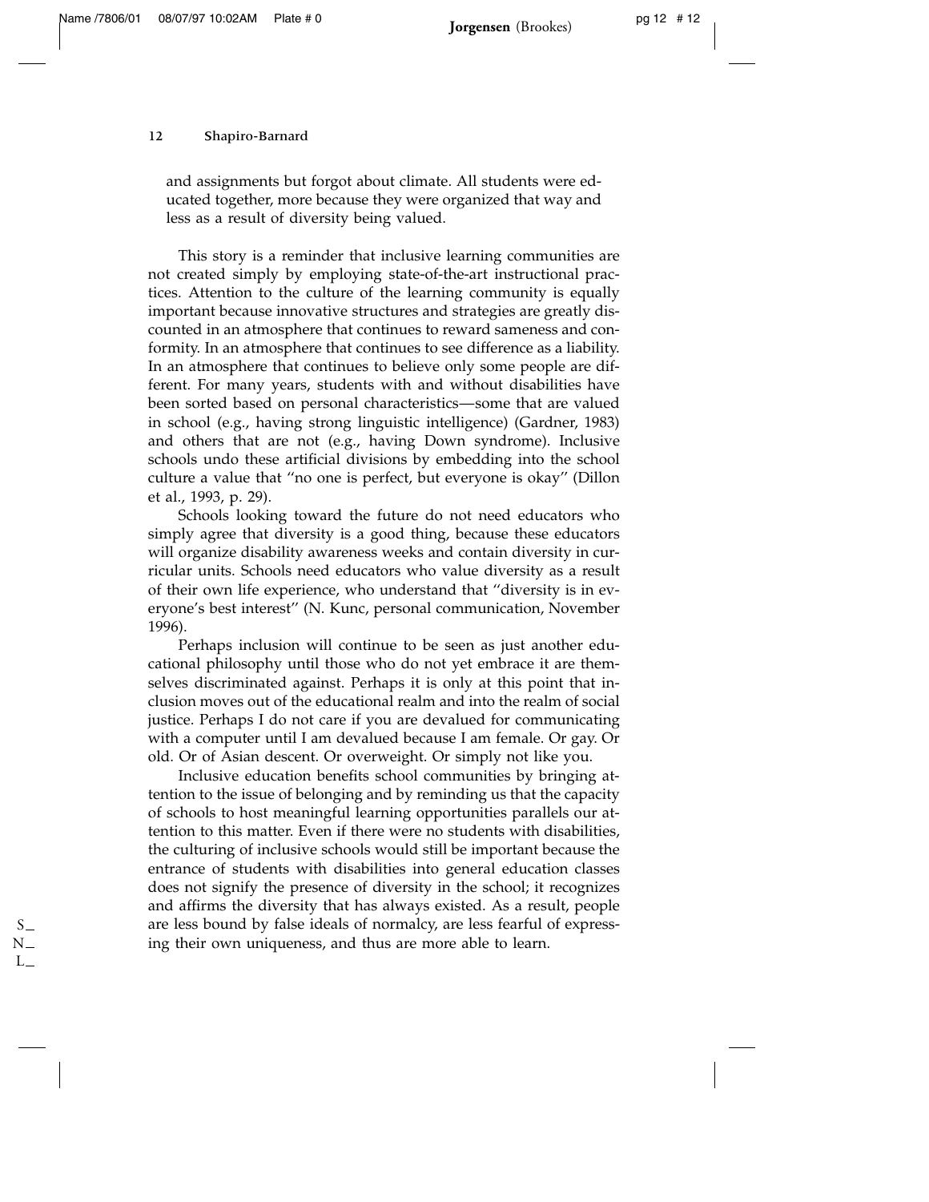and assignments but forgot about climate. All students were educated together, more because they were organized that way and less as a result of diversity being valued.

This story is a reminder that inclusive learning communities are not created simply by employing state-of-the-art instructional practices. Attention to the culture of the learning community is equally important because innovative structures and strategies are greatly discounted in an atmosphere that continues to reward sameness and conformity. In an atmosphere that continues to see difference as a liability. In an atmosphere that continues to believe only some people are different. For many years, students with and without disabilities have been sorted based on personal characteristics—some that are valued in school (e.g., having strong linguistic intelligence) (Gardner, 1983) and others that are not (e.g., having Down syndrome). Inclusive schools undo these artificial divisions by embedding into the school culture a value that "no one is perfect, but everyone is okay" (Dillon et al., 1993, p. 29).

Schools looking toward the future do not need educators who simply agree that diversity is a good thing, because these educators will organize disability awareness weeks and contain diversity in curricular units. Schools need educators who value diversity as a result of their own life experience, who understand that "diversity is in everyone's best interest" (N. Kunc, personal communication, November 1996).

Perhaps inclusion will continue to be seen as just another educational philosophy until those who do not yet embrace it are themselves discriminated against. Perhaps it is only at this point that inclusion moves out of the educational realm and into the realm of social justice. Perhaps I do not care if you are devalued for communicating with a computer until I am devalued because I am female. Or gay. Or old. Or of Asian descent. Or overweight. Or simply not like you.

Inclusive education benefits school communities by bringing attention to the issue of belonging and by reminding us that the capacity of schools to host meaningful learning opportunities parallels our attention to this matter. Even if there were no students with disabilities, the culturing of inclusive schools would still be important because the entrance of students with disabilities into general education classes does not signify the presence of diversity in the school; it recognizes and affirms the diversity that has always existed. As a result, people are less bound by false ideals of normalcy, are less fearful of expressing their own uniqueness, and thus are more able to learn.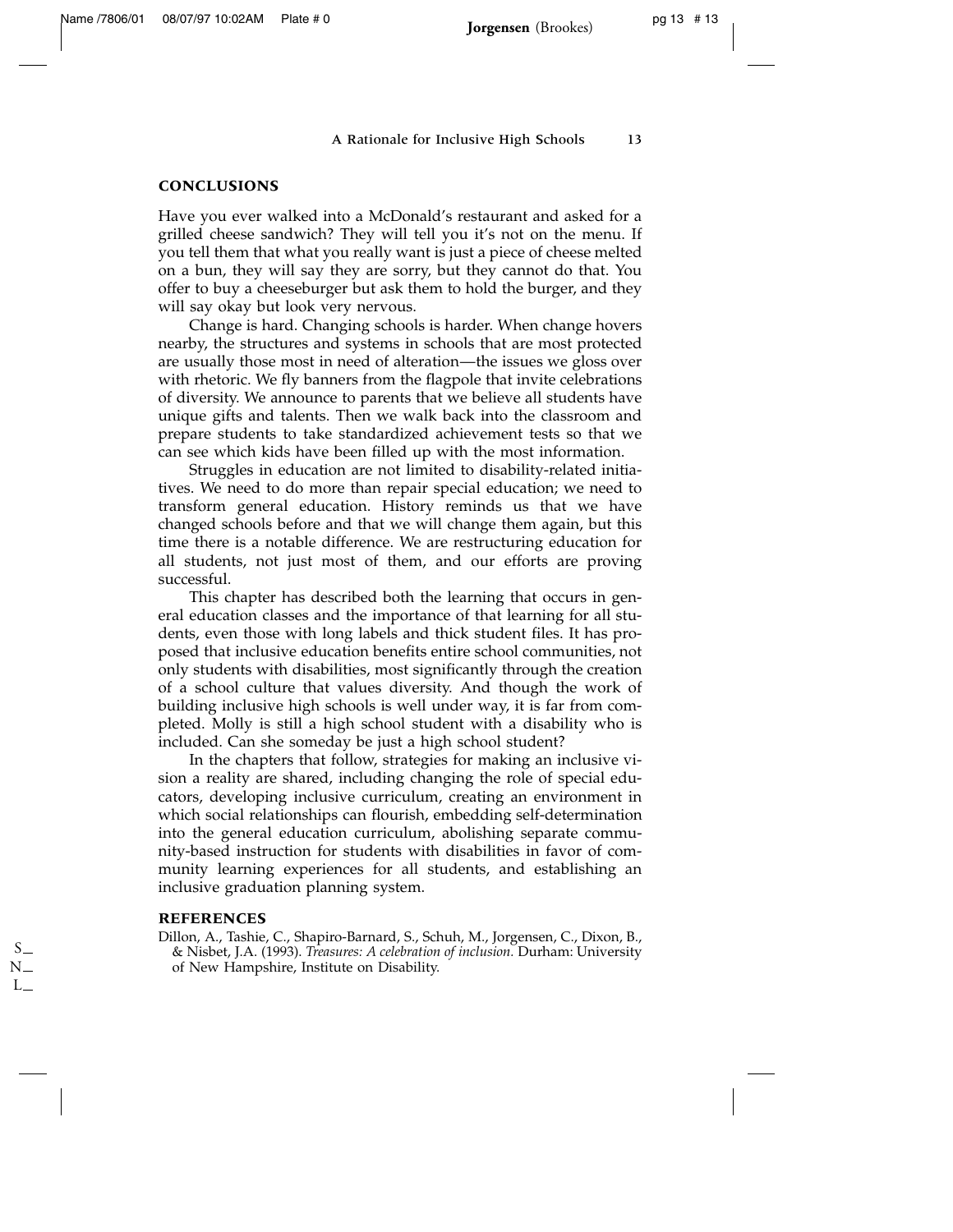## CONCLUSIONS

Have you ever walked into a McDonald's restaurant and asked for a grilled cheese sandwich? They will tell you it's not on the menu. If you tell them that what you really want is just a piece of cheese melted on a bun, they will say they are sorry, but they cannot do that. You offer to buy a cheeseburger but ask them to hold the burger, and they will say okay but look very nervous.

Change is hard. Changing schools is harder. When change hovers nearby, the structures and systems in schools that are most protected are usually those most in need of alteration—the issues we gloss over with rhetoric. We fly banners from the flagpole that invite celebrations of diversity. We announce to parents that we believe all students have unique gifts and talents. Then we walk back into the classroom and prepare students to take standardized achievement tests so that we can see which kids have been filled up with the most information.

Struggles in education are not limited to disability-related initiatives. We need to do more than repair special education; we need to transform general education. History reminds us that we have changed schools before and that we will change them again, but this time there is a notable difference. We are restructuring education for all students, not just most of them, and our efforts are proving successful.

This chapter has described both the learning that occurs in general education classes and the importance of that learning for all students, even those with long labels and thick student files. It has proposed that inclusive education benefits entire school communities, not only students with disabilities, most significantly through the creation of a school culture that values diversity. And though the work of building inclusive high schools is well under way, it is far from completed. Molly is still a high school student with a disability who is included. Can she someday be just a high school student?

In the chapters that follow, strategies for making an inclusive vision a reality are shared, including changing the role of special educators, developing inclusive curriculum, creating an environment in which social relationships can flourish, embedding self-determination into the general education curriculum, abolishing separate community-based instruction for students with disabilities in favor of community learning experiences for all students, and establishing an inclusive graduation planning system.

## REFERENCES

Dillon, A., Tashie, C., Shapiro-Barnard, S., Schuh, M., Jorgensen, C., Dixon, B., & Nisbet, J.A. (1993). *Treasures: A celebration of inclusion.* Durham: University of New Hampshire, Institute on Disability.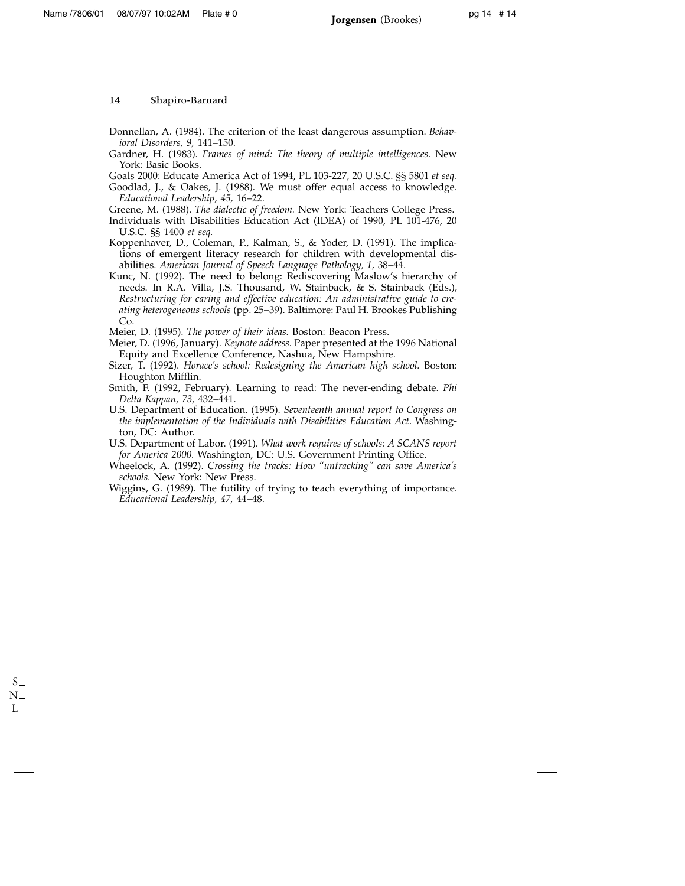Donnellan, A. (1984). The criterion of the least dangerous assumption. *Behavioral Disorders, 9,* 141–150.

Gardner, H. (1983). *Frames of mind: The theory of multiple intelligences.* New York: Basic Books.

Goals 2000: Educate America Act of 1994, PL 103-227, 20 U.S.C. §§ 5801 *et seq.*

Goodlad, J., & Oakes, J. (1988). We must offer equal access to knowledge. *Educational Leadership, 45,* 16–22.

Greene, M. (1988). *The dialectic of freedom.* New York: Teachers College Press.

Individuals with Disabilities Education Act (IDEA) of 1990, PL 101-476, 20 U.S.C. §§ 1400 *et seq.*

Koppenhaver, D., Coleman, P., Kalman, S., & Yoder, D. (1991). The implications of emergent literacy research for children with developmental disabilities. *American Journal of Speech Language Pathology, 1,* 38–44.

Kunc, N. (1992). The need to belong: Rediscovering Maslow's hierarchy of needs. In R.A. Villa, J.S. Thousand, W. Stainback, & S. Stainback (Eds.), *Restructuring for caring and effective education: An administrative guide to creating heterogeneous schools* (pp. 25–39). Baltimore: Paul H. Brookes Publishing Co.

Meier, D. (1995). *The power of their ideas.* Boston: Beacon Press.

Meier, D. (1996, January). *Keynote address.* Paper presented at the 1996 National Equity and Excellence Conference, Nashua, New Hampshire.

Sizer, T. (1992). *Horace's school: Redesigning the American high school.* Boston: Houghton Mifflin.

Smith, F. (1992, February). Learning to read: The never-ending debate. *Phi Delta Kappan, 73,* 432–441.

U.S. Department of Education. (1995). *Seventeenth annual report to Congress on the implementation of the Individuals with Disabilities Education Act.* Washington, DC: Author.

U.S. Department of Labor. (1991). *What work requires of schools: A SCANS report for America 2000.* Washington, DC: U.S. Government Printing Office.

Wheelock, A. (1992). *Crossing the tracks: How "untracking" can save America's schools.* New York: New Press.

Wiggins, G. (1989). The futility of trying to teach everything of importance. *Educational Leadership, 47,* 44–48.